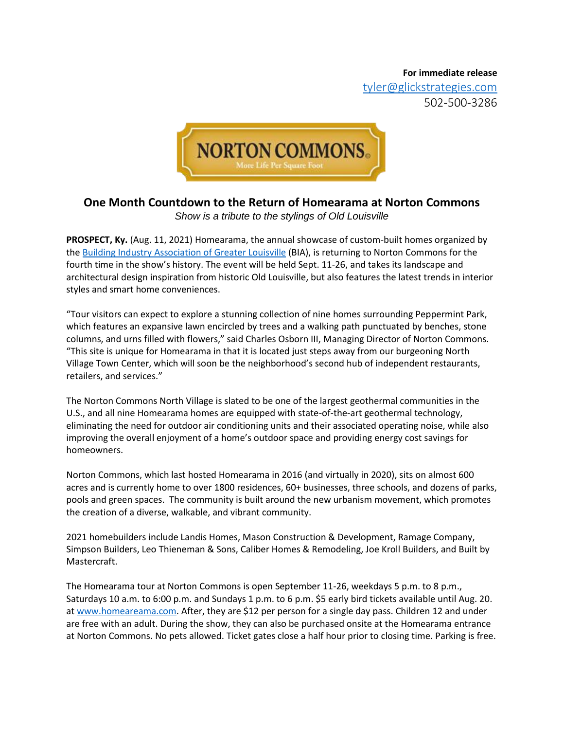**For immediate release**
tyler@glickstrategies.com
502-500-3286

NORTON COMMONS
More Life Per Square Foot

# One Month Countdown to the Return of Homearama at Norton Commons

*Show is a tribute to the stylings of Old Louisville*

**PROSPECT, Ky.** (Aug. 11, 2021) Homearama, the annual showcase of custom-built homes organized by the Building Industry Association of Greater Louisville (BIA), is returning to Norton Commons for the fourth time in the show's history. The event will be held Sept. 11-26, and takes its landscape and architectural design inspiration from historic Old Louisville, but also features the latest trends in interior styles and smart home conveniences.

"Tour visitors can expect to explore a stunning collection of nine homes surrounding Peppermint Park, which features an expansive lawn encircled by trees and a walking path punctuated by benches, stone columns, and urns filled with flowers," said Charles Osborn III, Managing Director of Norton Commons. "This site is unique for Homearama in that it is located just steps away from our burgeoning North Village Town Center, which will soon be the neighborhood's second hub of independent restaurants, retailers, and services."

The Norton Commons North Village is slated to be one of the largest geothermal communities in the U.S., and all nine Homearama homes are equipped with state-of-the-art geothermal technology, eliminating the need for outdoor air conditioning units and their associated operating noise, while also improving the overall enjoyment of a home's outdoor space and providing energy cost savings for homeowners.

Norton Commons, which last hosted Homearama in 2016 (and virtually in 2020), sits on almost 600 acres and is currently home to over 1800 residences, 60+ businesses, three schools, and dozens of parks, pools and green spaces. The community is built around the new urbanism movement, which promotes the creation of a diverse, walkable, and vibrant community.

2021 homebuilders include Landis Homes, Mason Construction & Development, Ramage Company, Simpson Builders, Leo Thieneman & Sons, Caliber Homes & Remodeling, Joe Kroll Builders, and Built by Mastercraft.

The Homearama tour at Norton Commons is open September 11-26, weekdays 5 p.m. to 8 p.m., Saturdays 10 a.m. to 6:00 p.m. and Sundays 1 p.m. to 6 p.m. $5 early bird tickets available until Aug. 20. at www.homeareama.com. After, they are $12 per person for a single day pass. Children 12 and under are free with an adult. During the show, they can also be purchased onsite at the Homearama entrance at Norton Commons. No pets allowed. Ticket gates close a half hour prior to closing time. Parking is free.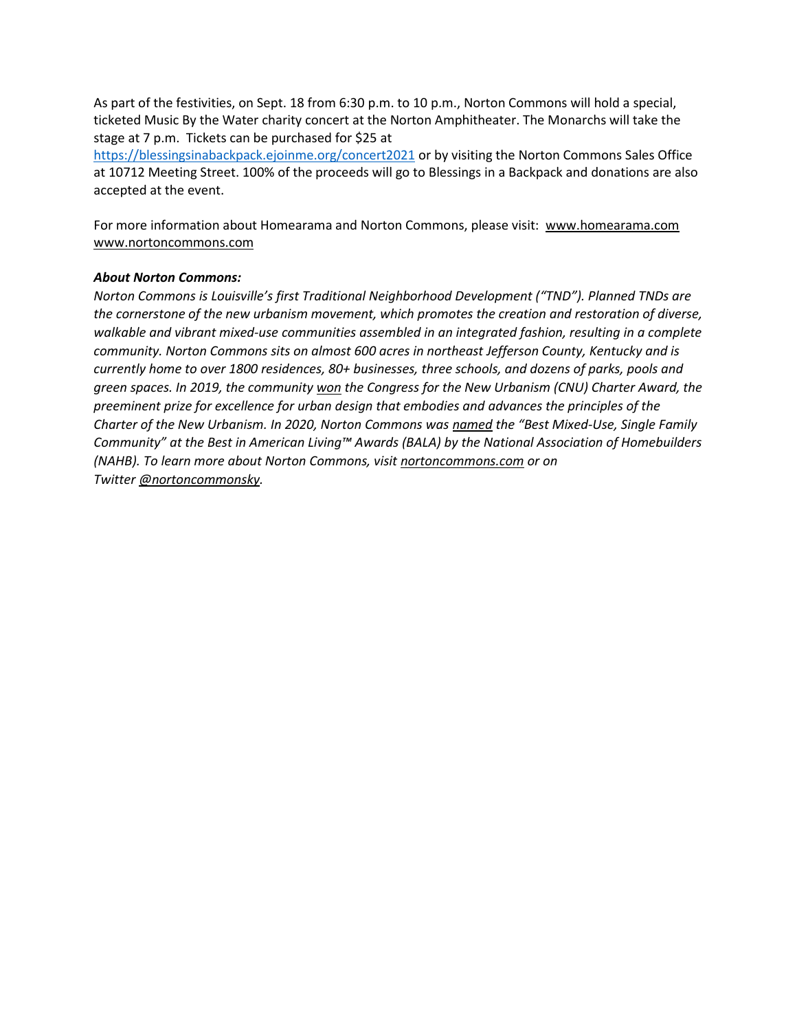As part of the festivities, on Sept. 18 from 6:30 p.m. to 10 p.m., Norton Commons will hold a special, ticketed Music By the Water charity concert at the Norton Amphitheater. The Monarchs will take the stage at 7 p.m. Tickets can be purchased for $25 at https://blessingsinabackpack.ejoinme.org/concert2021 or by visiting the Norton Commons Sales Office at 10712 Meeting Street. 100% of the proceeds will go to Blessings in a Backpack and donations are also accepted at the event.

For more information about Homearama and Norton Commons, please visit: www.homearama.com www.nortoncommons.com

***About Norton Commons:***

*Norton Commons is Louisville's first Traditional Neighborhood Development ("TND"). Planned TNDs are the cornerstone of the new urbanism movement, which promotes the creation and restoration of diverse, walkable and vibrant mixed-use communities assembled in an integrated fashion, resulting in a complete community. Norton Commons sits on almost 600 acres in northeast Jefferson County, Kentucky and is currently home to over 1800 residences, 80+ businesses, three schools, and dozens of parks, pools and green spaces. In 2019, the community won the Congress for the New Urbanism (CNU) Charter Award, the preeminent prize for excellence for urban design that embodies and advances the principles of the Charter of the New Urbanism. In 2020, Norton Commons was named the "Best Mixed-Use, Single Family Community" at the Best in American Living™ Awards (BALA) by the National Association of Homebuilders (NAHB). To learn more about Norton Commons, visit nortoncommons.com or on Twitter @nortoncommonsky.*